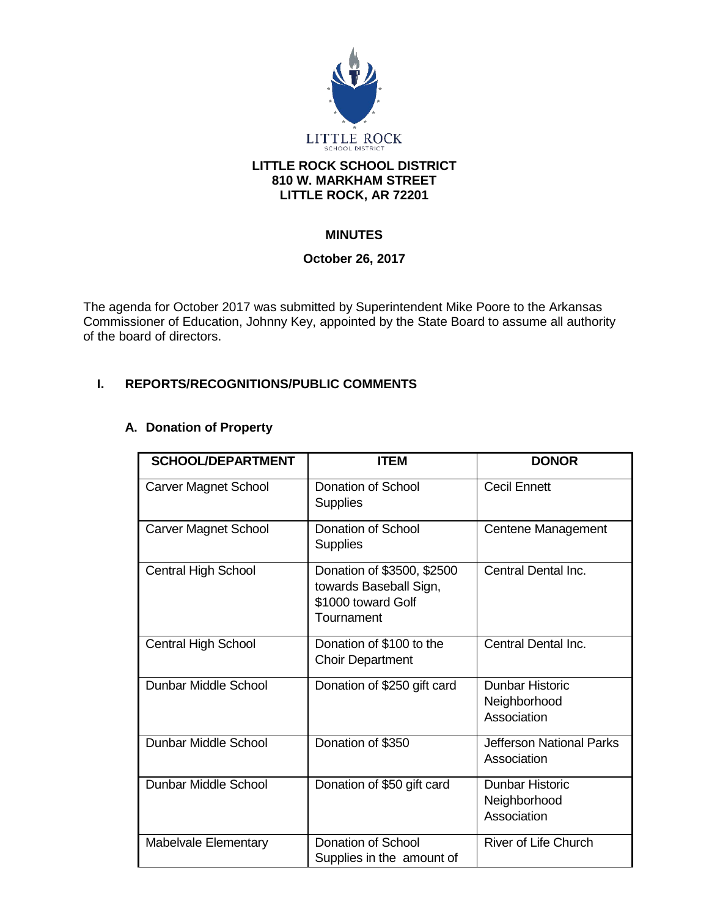LITTLE ROCK
SCHOOL DISTRICT

**LITTLE ROCK SCHOOL DISTRICT**
**810 W. MARKHAM STREET**
**LITTLE ROCK, AR 72201**

# MINUTES

**October 26, 2017**

The agenda for October 2017 was submitted by Superintendent Mike Poore to the Arkansas Commissioner of Education, Johnny Key, appointed by the State Board to assume all authority of the board of directors.

## I. REPORTS/RECOGNITIONS/PUBLIC COMMENTS

### A. Donation of Property

| SCHOOL/DEPARTMENT | ITEM | DONOR |
|---|---|---|
| Carver Magnet School | Donation of School Supplies | Cecil Ennett |
| Carver Magnet School | Donation of School Supplies | Centene Management |
| Central High School | Donation of $3500, $2500 towards Baseball Sign, $1000 toward Golf Tournament | Central Dental Inc. |
| Central High School | Donation of $100 to the Choir Department | Central Dental Inc. |
| Dunbar Middle School | Donation of $250 gift card | Dunbar Historic Neighborhood Association |
| Dunbar Middle School | Donation of $350 | Jefferson National Parks Association |
| Dunbar Middle School | Donation of $50 gift card | Dunbar Historic Neighborhood Association |
| Mabelvale Elementary | Donation of School Supplies in the amount of | River of Life Church |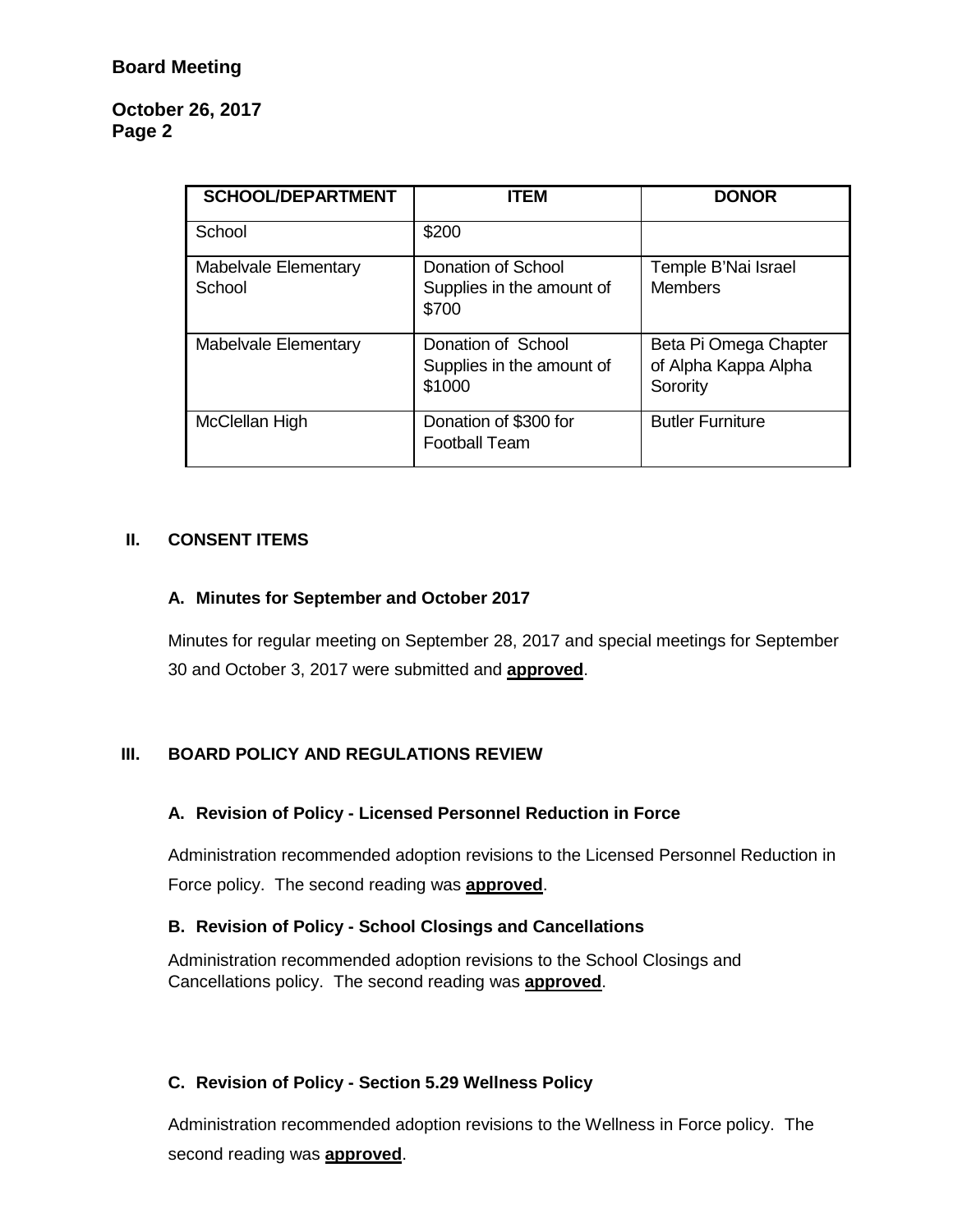| SCHOOL/DEPARTMENT | ITEM | DONOR |
|---|---|---|
| School | $200 | |
| Mabelvale Elementary School | Donation of School Supplies in the amount of $700 | Temple B'Nai Israel Members |
| Mabelvale Elementary | Donation of School Supplies in the amount of $1000 | Beta Pi Omega Chapter of Alpha Kappa Alpha Sorority |
| McClellan High | Donation of $300 for Football Team | Butler Furniture |

## II. CONSENT ITEMS

### A. Minutes for September and October 2017

Minutes for regular meeting on September 28, 2017 and special meetings for September 30 and October 3, 2017 were submitted and **approved**.

## III. BOARD POLICY AND REGULATIONS REVIEW

### A. Revision of Policy - Licensed Personnel Reduction in Force

Administration recommended adoption revisions to the Licensed Personnel Reduction in Force policy. The second reading was **approved**.

### B. Revision of Policy - School Closings and Cancellations

Administration recommended adoption revisions to the School Closings and Cancellations policy. The second reading was **approved**.

### C. Revision of Policy - Section 5.29 Wellness Policy

Administration recommended adoption revisions to the Wellness in Force policy. The second reading was **approved**.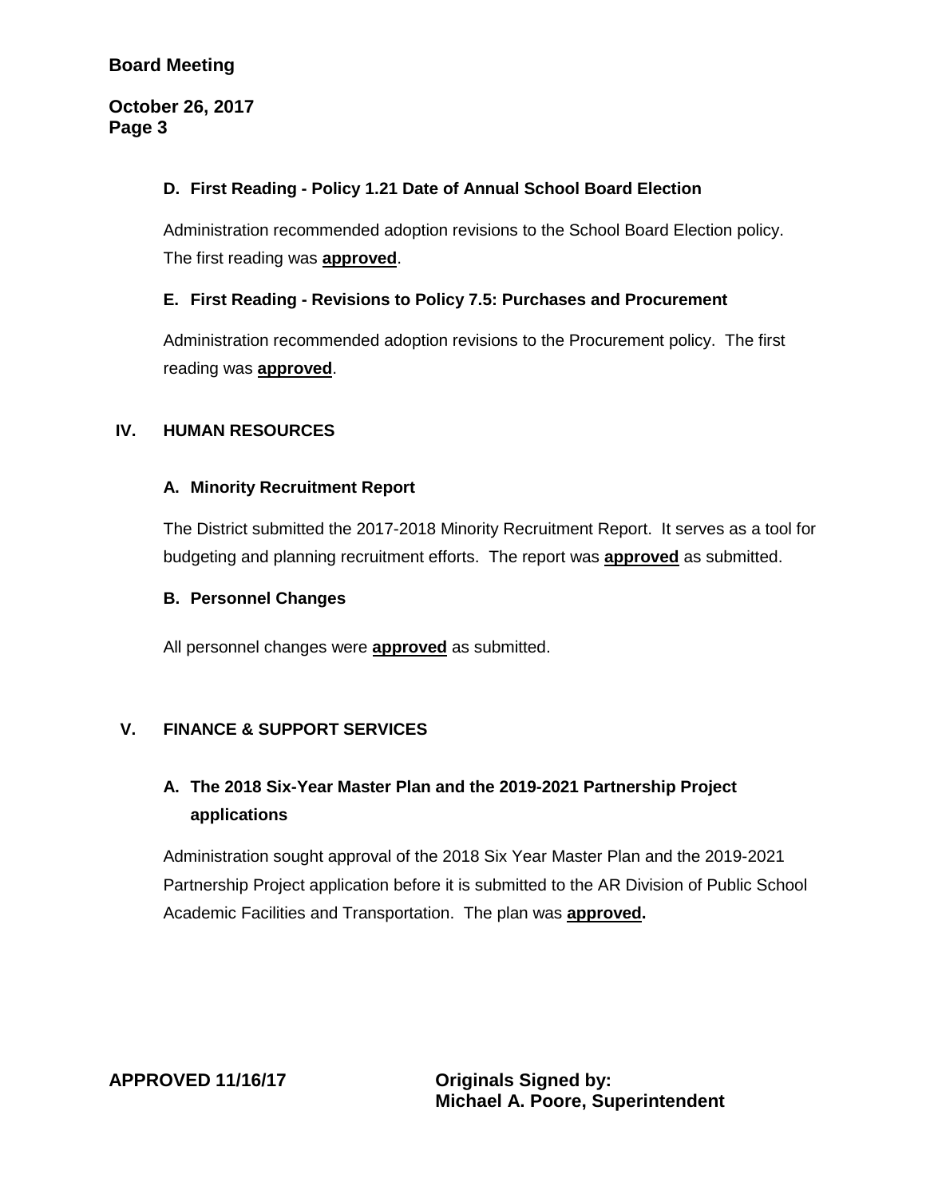### D. First Reading - Policy 1.21 Date of Annual School Board Election

Administration recommended adoption revisions to the School Board Election policy. The first reading was **approved**.

### E. First Reading - Revisions to Policy 7.5: Purchases and Procurement

Administration recommended adoption revisions to the Procurement policy. The first reading was **approved**.

## IV. HUMAN RESOURCES

### A. Minority Recruitment Report

The District submitted the 2017-2018 Minority Recruitment Report. It serves as a tool for budgeting and planning recruitment efforts. The report was **approved** as submitted.

### B. Personnel Changes

All personnel changes were **approved** as submitted.

## V. FINANCE & SUPPORT SERVICES

### A. The 2018 Six-Year Master Plan and the 2019-2021 Partnership Project applications

Administration sought approval of the 2018 Six Year Master Plan and the 2019-2021 Partnership Project application before it is submitted to the AR Division of Public School Academic Facilities and Transportation. The plan was **approved.**

**APPROVED 11/16/17**

**Originals Signed by:**
**Michael A. Poore, Superintendent**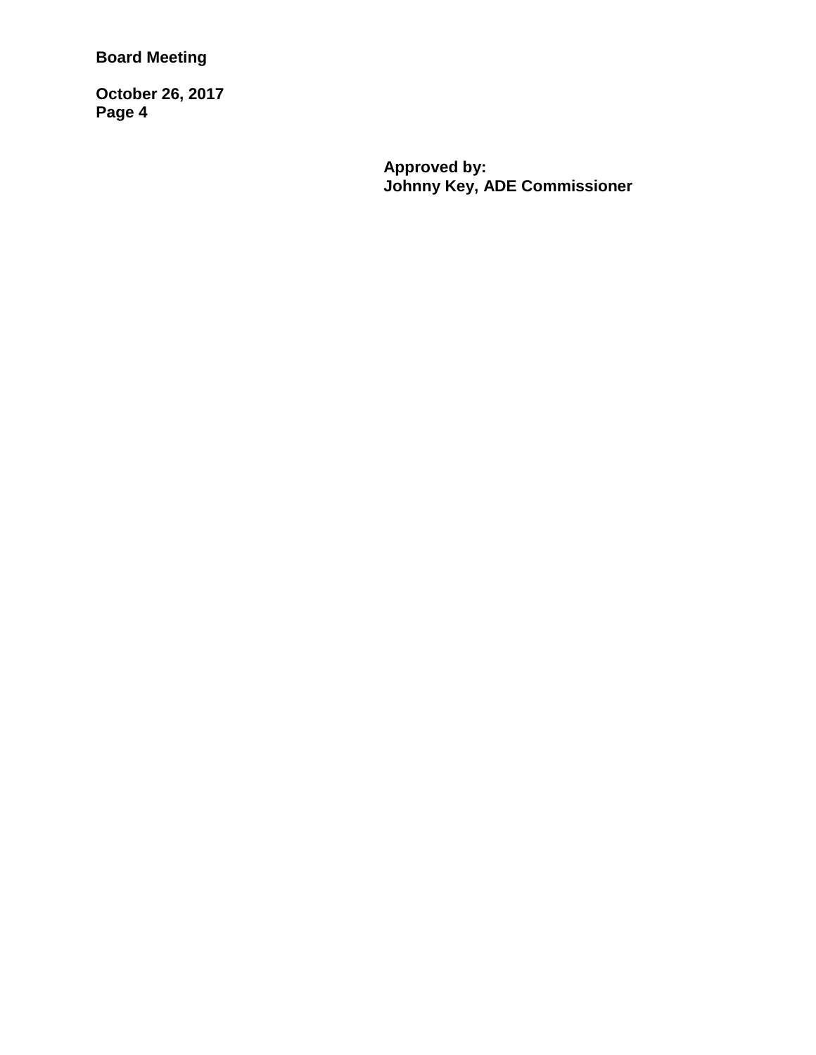**Approved by:**
**Johnny Key, ADE Commissioner**